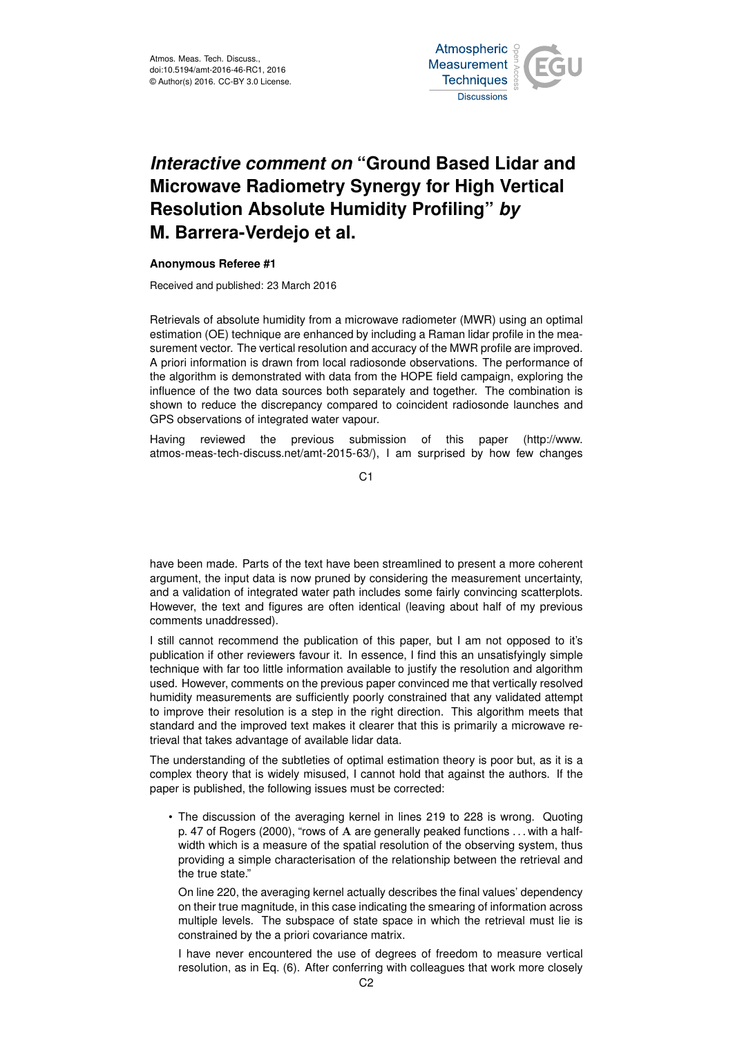# *Interactive comment on* "Ground Based Lidar and Microwave Radiometry Synergy for High Vertical Resolution Absolute Humidity Profiling" *by* M. Barrera-Verdejo et al.

**Anonymous Referee #1**

Received and published: 23 March 2016

Retrievals of absolute humidity from a microwave radiometer (MWR) using an optimal estimation (OE) technique are enhanced by including a Raman lidar profile in the measurement vector. The vertical resolution and accuracy of the MWR profile are improved. A priori information is drawn from local radiosonde observations. The performance of the algorithm is demonstrated with data from the HOPE field campaign, exploring the influence of the two data sources both separately and together. The combination is shown to reduce the discrepancy compared to coincident radiosonde launches and GPS observations of integrated water vapour.

Having reviewed the previous submission of this paper (http://www.atmos-meas-tech-discuss.net/amt-2015-63/), I am surprised by how few changes have been made. Parts of the text have been streamlined to present a more coherent argument, the input data is now pruned by considering the measurement uncertainty, and a validation of integrated water path includes some fairly convincing scatterplots. However, the text and figures are often identical (leaving about half of my previous comments unaddressed).

I still cannot recommend the publication of this paper, but I am not opposed to it's publication if other reviewers favour it. In essence, I find this an unsatisfyingly simple technique with far too little information available to justify the resolution and algorithm used. However, comments on the previous paper convinced me that vertically resolved humidity measurements are sufficiently poorly constrained that any validated attempt to improve their resolution is a step in the right direction. This algorithm meets that standard and the improved text makes it clearer that this is primarily a microwave retrieval that takes advantage of available lidar data.

The understanding of the subtleties of optimal estimation theory is poor but, as it is a complex theory that is widely misused, I cannot hold that against the authors. If the paper is published, the following issues must be corrected:

- The discussion of the averaging kernel in lines 219 to 228 is wrong. Quoting p. 47 of Rogers (2000), "rows of $\mathbf{A}$ are generally peaked functions . . . with a half-width which is a measure of the spatial resolution of the observing system, thus providing a simple characterisation of the relationship between the retrieval and the true state."

  On line 220, the averaging kernel actually describes the final values' dependency on their true magnitude, in this case indicating the smearing of information across multiple levels. The subspace of state space in which the retrieval must lie is constrained by the a priori covariance matrix.

  I have never encountered the use of degrees of freedom to measure vertical resolution, as in Eq. (6). After conferring with colleagues that work more closely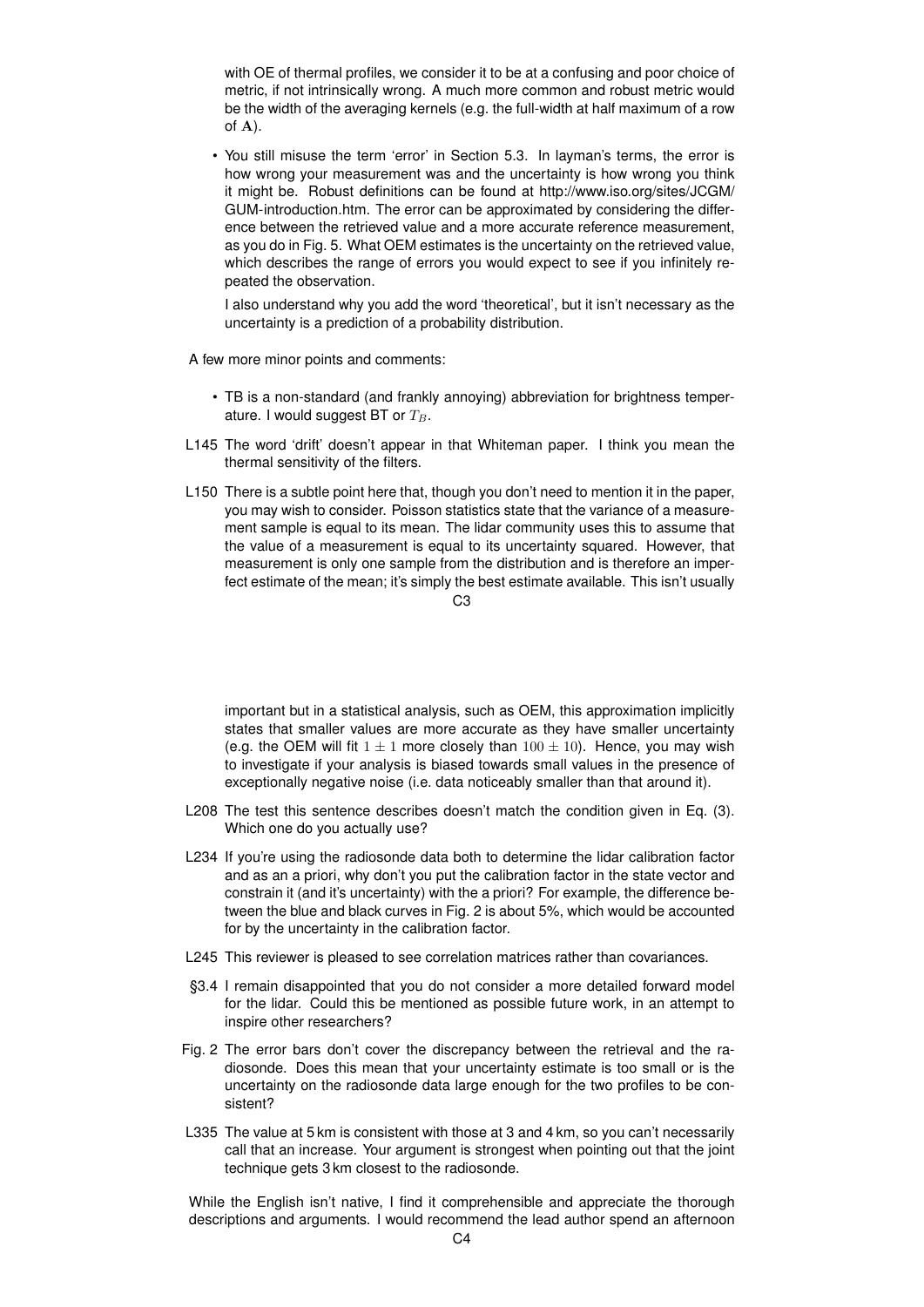with OE of thermal profiles, we consider it to be at a confusing and poor choice of metric, if not intrinsically wrong. A much more common and robust metric would be the width of the averaging kernels (e.g. the full-width at half maximum of a row of $\mathbf{A}$).

- You still misuse the term 'error' in Section 5.3. In layman's terms, the error is how wrong your measurement was and the uncertainty is how wrong you think it might be. Robust definitions can be found at http://www.iso.org/sites/JCGM/GUM-introduction.htm. The error can be approximated by considering the difference between the retrieved value and a more accurate reference measurement, as you do in Fig. 5. What OEM estimates is the uncertainty on the retrieved value, which describes the range of errors you would expect to see if you infinitely repeated the observation.

  I also understand why you add the word 'theoretical', but it isn't necessary as the uncertainty is a prediction of a probability distribution.

A few more minor points and comments:

- TB is a non-standard (and frankly annoying) abbreviation for brightness temperature. I would suggest BT or $T_B$.

L145 The word 'drift' doesn't appear in that Whiteman paper. I think you mean the thermal sensitivity of the filters.

L150 There is a subtle point here that, though you don't need to mention it in the paper, you may wish to consider. Poisson statistics state that the variance of a measurement sample is equal to its mean. The lidar community uses this to assume that the value of a measurement is equal to its uncertainty squared. However, that measurement is only one sample from the distribution and is therefore an imperfect estimate of the mean; it's simply the best estimate available. This isn't usually important but in a statistical analysis, such as OEM, this approximation implicitly states that smaller values are more accurate as they have smaller uncertainty (e.g. the OEM will fit $1 \pm 1$ more closely than $100 \pm 10$). Hence, you may wish to investigate if your analysis is biased towards small values in the presence of exceptionally negative noise (i.e. data noticeably smaller than that around it).

L208 The test this sentence describes doesn't match the condition given in Eq. (3). Which one do you actually use?

L234 If you're using the radiosonde data both to determine the lidar calibration factor and as an a priori, why don't you put the calibration factor in the state vector and constrain it (and it's uncertainty) with the a priori? For example, the difference between the blue and black curves in Fig. 2 is about 5%, which would be accounted for by the uncertainty in the calibration factor.

L245 This reviewer is pleased to see correlation matrices rather than covariances.

§3.4 I remain disappointed that you do not consider a more detailed forward model for the lidar. Could this be mentioned as possible future work, in an attempt to inspire other researchers?

Fig. 2 The error bars don't cover the discrepancy between the retrieval and the radiosonde. Does this mean that your uncertainty estimate is too small or is the uncertainty on the radiosonde data large enough for the two profiles to be consistent?

L335 The value at 5 km is consistent with those at 3 and 4 km, so you can't necessarily call that an increase. Your argument is strongest when pointing out that the joint technique gets 3 km closest to the radiosonde.

While the English isn't native, I find it comprehensible and appreciate the thorough descriptions and arguments. I would recommend the lead author spend an afternoon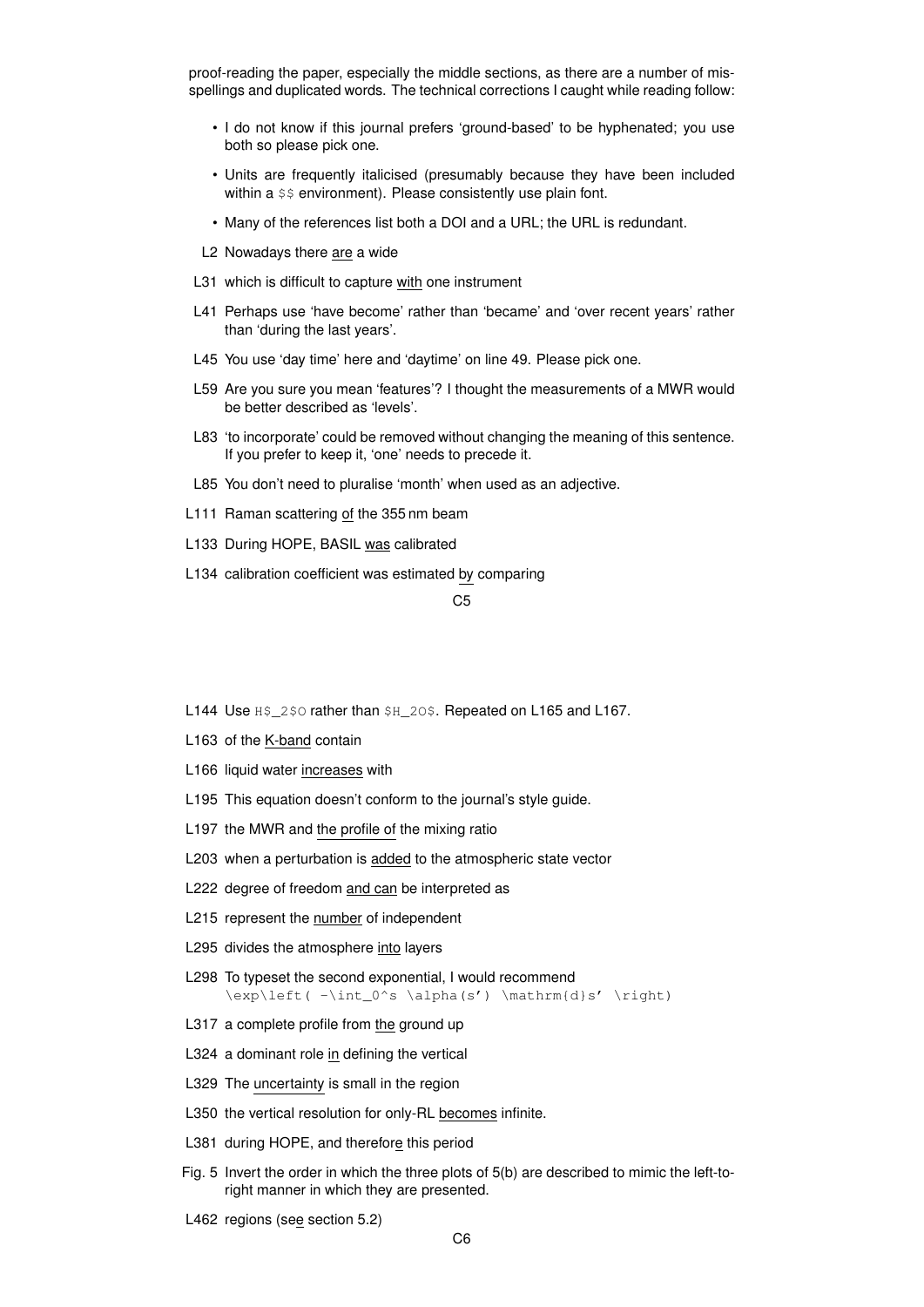proof-reading the paper, especially the middle sections, as there are a number of misspellings and duplicated words. The technical corrections I caught while reading follow:

- I do not know if this journal prefers 'ground-based' to be hyphenated; you use both so please pick one.
- Units are frequently italicised (presumably because they have been included within a $$ environment). Please consistently use plain font.
- Many of the references list both a DOI and a URL; the URL is redundant.

L2 Nowadays there <u>are</u> a wide

L31 which is difficult to capture <u>with</u> one instrument

L41 Perhaps use 'have become' rather than 'became' and 'over recent years' rather than 'during the last years'.

L45 You use 'day time' here and 'daytime' on line 49. Please pick one.

L59 Are you sure you mean 'features'? I thought the measurements of a MWR would be better described as 'levels'.

L83 'to incorporate' could be removed without changing the meaning of this sentence. If you prefer to keep it, 'one' needs to precede it.

L85 You don't need to pluralise 'month' when used as an adjective.

L111 Raman scattering <u>of</u> the 355 nm beam

L133 During HOPE, BASIL <u>was</u> calibrated

L134 calibration coefficient was estimated <u>by</u> comparing

L144 Use `H$_2$O` rather than `$H_2O$`. Repeated on L165 and L167.

L163 of the <u>K-band</u> contain

L166 liquid water <u>increases</u> with

L195 This equation doesn't conform to the journal's style guide.

L197 the MWR and <u>the profile of</u> the mixing ratio

L203 when a perturbation is <u>added</u> to the atmospheric state vector

L222 degree of freedom <u>and can</u> be interpreted as

L215 represent the <u>number</u> of independent

L295 divides the atmosphere <u>into</u> layers

L298 To typeset the second exponential, I would recommend
`\exp\left( -\int_0^s \alpha(s') \mathrm{d}s' \right)`

L317 a complete profile from <u>the</u> ground up

L324 a dominant role <u>in</u> defining the vertical

L329 The <u>uncertainty</u> is small in the region

L350 the vertical resolution for only-RL <u>becomes</u> infinite.

L381 during HOPE, and therefor<u>e</u> this period

Fig. 5 Invert the order in which the three plots of 5(b) are described to mimic the left-to-right manner in which they are presented.

L462 regions (se<u>e</u> section 5.2)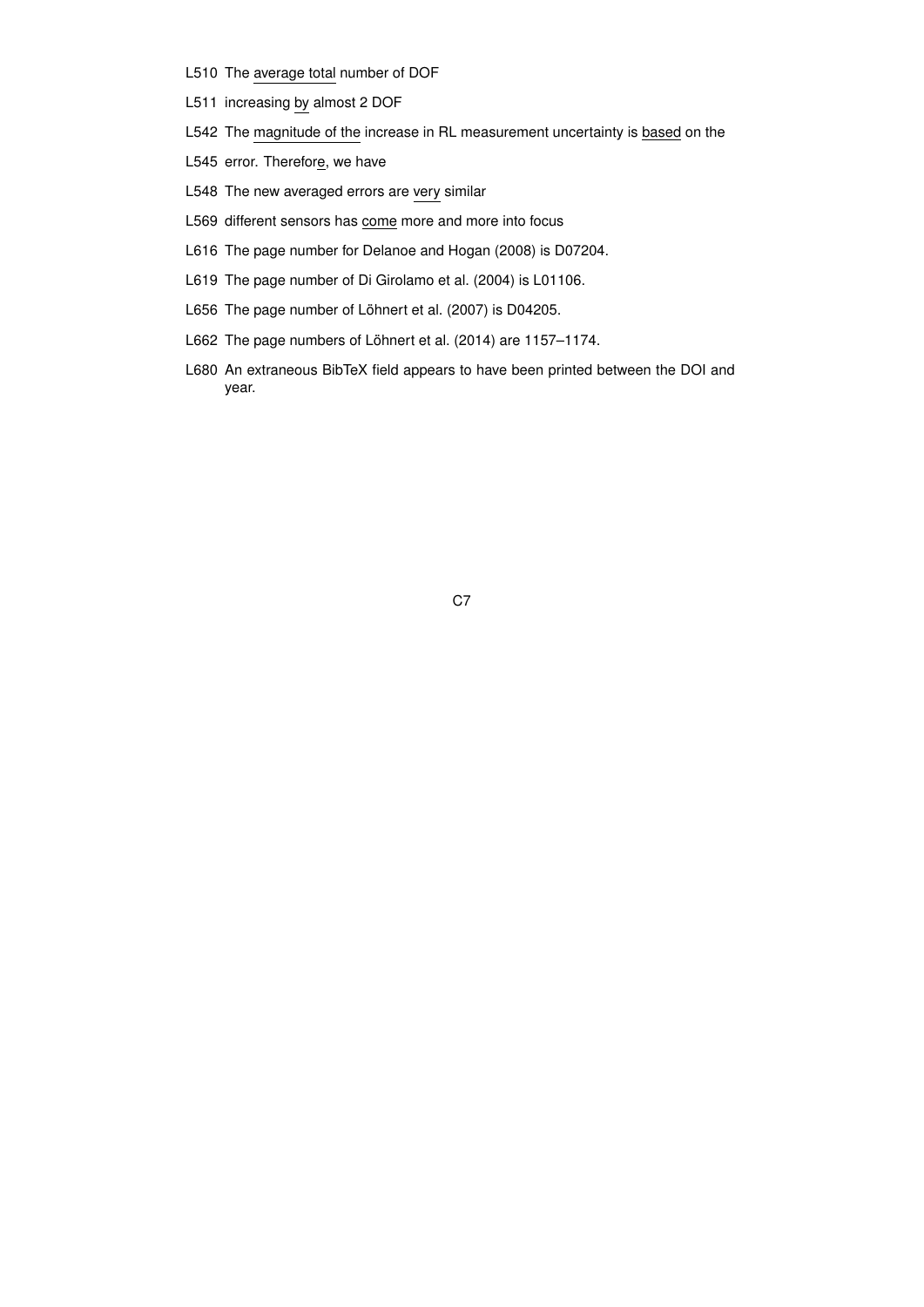L510 The average total number of DOF

L511 increasing by almost 2 DOF

L542 The magnitude of the increase in RL measurement uncertainty is based on the

L545 error. Therefore, we have

L548 The new averaged errors are very similar

L569 different sensors has come more and more into focus

L616 The page number for Delanoe and Hogan (2008) is D07204.

L619 The page number of Di Girolamo et al. (2004) is L01106.

L656 The page number of Löhnert et al. (2007) is D04205.

L662 The page numbers of Löhnert et al. (2014) are 1157–1174.

L680 An extraneous BibTeX field appears to have been printed between the DOI and year.